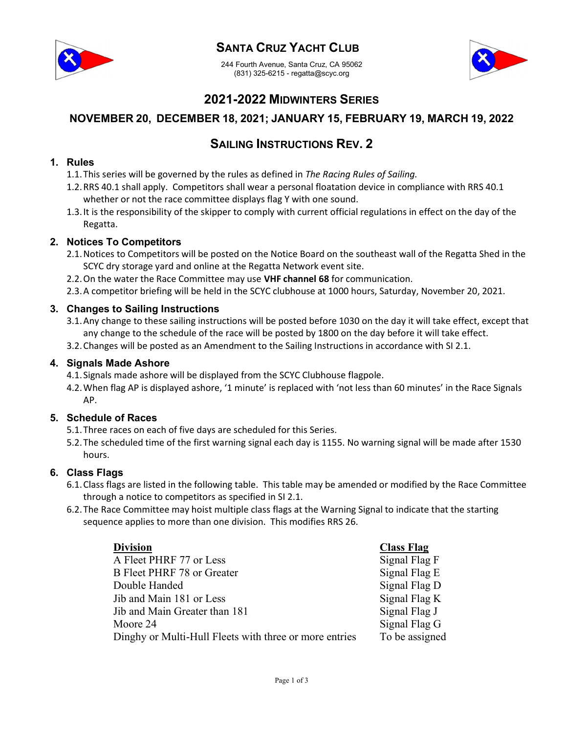# Santa Cruz Yacht Club

244 Fourth Avenue, Santa Cruz, CA 95062
(831) 325-6215 - regatta@scyc.org

## 2021-2022 Midwinters Series

### NOVEMBER 20, DECEMBER 18, 2021; JANUARY 15, FEBRUARY 19, MARCH 19, 2022

## Sailing Instructions Rev. 2

### 1. Rules

1.1. This series will be governed by the rules as defined in *The Racing Rules of Sailing.*

1.2. RRS 40.1 shall apply. Competitors shall wear a personal floatation device in compliance with RRS 40.1 whether or not the race committee displays flag Y with one sound.

1.3. It is the responsibility of the skipper to comply with current official regulations in effect on the day of the Regatta.

### 2. Notices To Competitors

2.1. Notices to Competitors will be posted on the Notice Board on the southeast wall of the Regatta Shed in the SCYC dry storage yard and online at the Regatta Network event site.

2.2. On the water the Race Committee may use **VHF channel 68** for communication.

2.3. A competitor briefing will be held in the SCYC clubhouse at 1000 hours, Saturday, November 20, 2021.

### 3. Changes to Sailing Instructions

3.1. Any change to these sailing instructions will be posted before 1030 on the day it will take effect, except that any change to the schedule of the race will be posted by 1800 on the day before it will take effect.

3.2. Changes will be posted as an Amendment to the Sailing Instructions in accordance with SI 2.1.

### 4. Signals Made Ashore

4.1. Signals made ashore will be displayed from the SCYC Clubhouse flagpole.

4.2. When flag AP is displayed ashore, '1 minute' is replaced with 'not less than 60 minutes' in the Race Signals AP.

### 5. Schedule of Races

5.1. Three races on each of five days are scheduled for this Series.

5.2. The scheduled time of the first warning signal each day is 1155. No warning signal will be made after 1530 hours.

### 6. Class Flags

6.1. Class flags are listed in the following table. This table may be amended or modified by the Race Committee through a notice to competitors as specified in SI 2.1.

6.2. The Race Committee may hoist multiple class flags at the Warning Signal to indicate that the starting sequence applies to more than one division. This modifies RRS 26.

| Division | Class Flag |
|---|---|
| A Fleet PHRF 77 or Less | Signal Flag F |
| B Fleet PHRF 78 or Greater | Signal Flag E |
| Double Handed | Signal Flag D |
| Jib and Main 181 or Less | Signal Flag K |
| Jib and Main Greater than 181 | Signal Flag J |
| Moore 24 | Signal Flag G |
| Dinghy or Multi-Hull Fleets with three or more entries | To be assigned |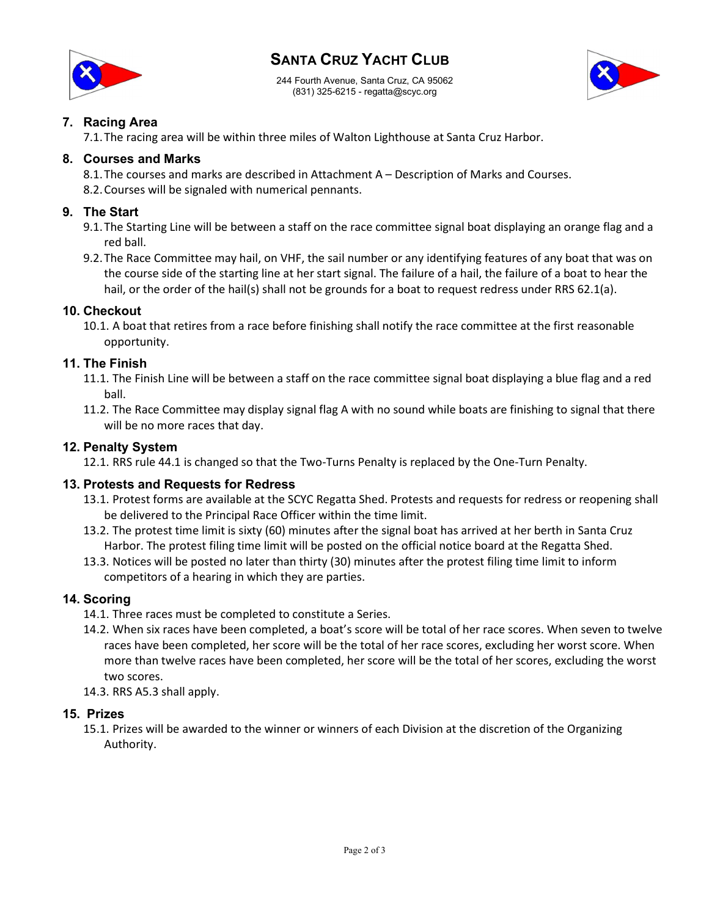## 7. Racing Area

7.1. The racing area will be within three miles of Walton Lighthouse at Santa Cruz Harbor.

## 8. Courses and Marks

8.1. The courses and marks are described in Attachment A – Description of Marks and Courses.

8.2. Courses will be signaled with numerical pennants.

## 9. The Start

9.1. The Starting Line will be between a staff on the race committee signal boat displaying an orange flag and a red ball.

9.2. The Race Committee may hail, on VHF, the sail number or any identifying features of any boat that was on the course side of the starting line at her start signal. The failure of a hail, the failure of a boat to hear the hail, or the order of the hail(s) shall not be grounds for a boat to request redress under RRS 62.1(a).

## 10. Checkout

10.1. A boat that retires from a race before finishing shall notify the race committee at the first reasonable opportunity.

## 11. The Finish

11.1. The Finish Line will be between a staff on the race committee signal boat displaying a blue flag and a red ball.

11.2. The Race Committee may display signal flag A with no sound while boats are finishing to signal that there will be no more races that day.

## 12. Penalty System

12.1. RRS rule 44.1 is changed so that the Two-Turns Penalty is replaced by the One-Turn Penalty.

## 13. Protests and Requests for Redress

13.1. Protest forms are available at the SCYC Regatta Shed. Protests and requests for redress or reopening shall be delivered to the Principal Race Officer within the time limit.

13.2. The protest time limit is sixty (60) minutes after the signal boat has arrived at her berth in Santa Cruz Harbor. The protest filing time limit will be posted on the official notice board at the Regatta Shed.

13.3. Notices will be posted no later than thirty (30) minutes after the protest filing time limit to inform competitors of a hearing in which they are parties.

## 14. Scoring

14.1. Three races must be completed to constitute a Series.

14.2. When six races have been completed, a boat's score will be total of her race scores. When seven to twelve races have been completed, her score will be the total of her race scores, excluding her worst score. When more than twelve races have been completed, her score will be the total of her scores, excluding the worst two scores.

14.3. RRS A5.3 shall apply.

## 15. Prizes

15.1. Prizes will be awarded to the winner or winners of each Division at the discretion of the Organizing Authority.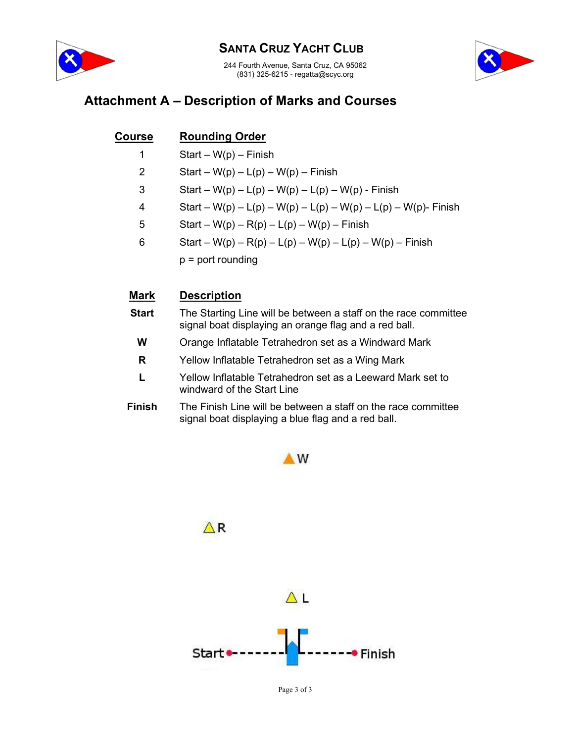# SANTA CRUZ YACHT CLUB

244 Fourth Avenue, Santa Cruz, CA 95062
(831) 325-6215 - regatta@scyc.org

## Attachment A – Description of Marks and Courses

| Course | Rounding Order |
|---|---|
| 1 | Start – W(p) – Finish |
| 2 | Start – W(p) – L(p) – W(p) – Finish |
| 3 | Start – W(p) – L(p) – W(p) – L(p) – W(p) - Finish |
| 4 | Start – W(p) – L(p) – W(p) – L(p) – W(p) – L(p) – W(p)- Finish |
| 5 | Start – W(p) – R(p) – L(p) – W(p) – Finish |
| 6 | Start – W(p) – R(p) – L(p) – W(p) – L(p) – W(p) – Finish |
| | p = port rounding |

| Mark | Description |
|---|---|
| **Start** | The Starting Line will be between a staff on the race committee signal boat displaying an orange flag and a red ball. |
| **W** | Orange Inflatable Tetrahedron set as a Windward Mark |
| **R** | Yellow Inflatable Tetrahedron set as a Wing Mark |
| **L** | Yellow Inflatable Tetrahedron set as a Leeward Mark set to windward of the Start Line |
| **Finish** | The Finish Line will be between a staff on the race committee signal boat displaying a blue flag and a red ball. |

W

R

L

Start

Finish